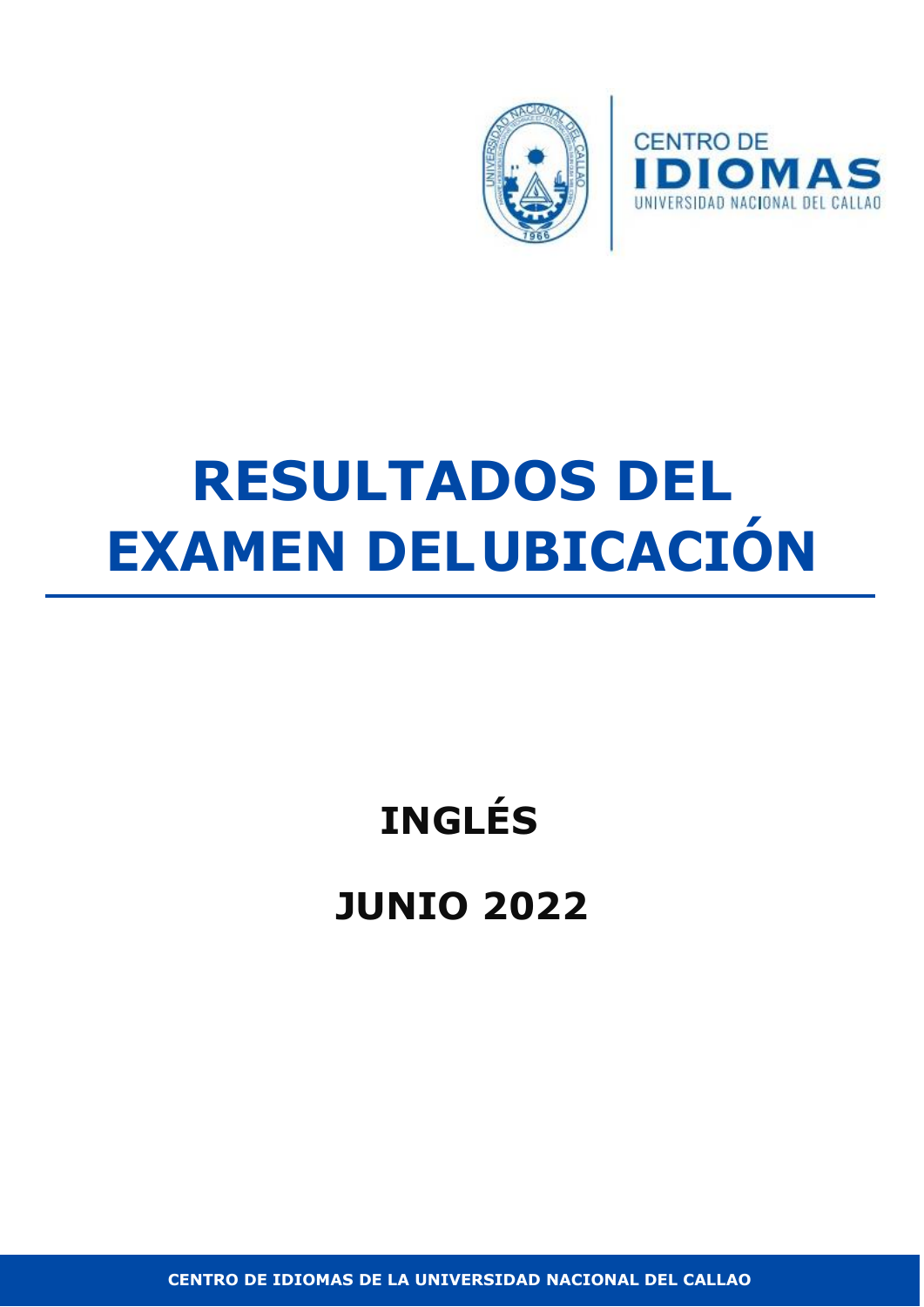CENTRO DE IDIOMAS
UNIVERSIDAD NACIONAL DEL CALLAO

# RESULTADOS DEL EXAMEN DELUBICACIÓN

## INGLÉS

## JUNIO 2022

**CENTRO DE IDIOMAS DE LA UNIVERSIDAD NACIONAL DEL CALLAO**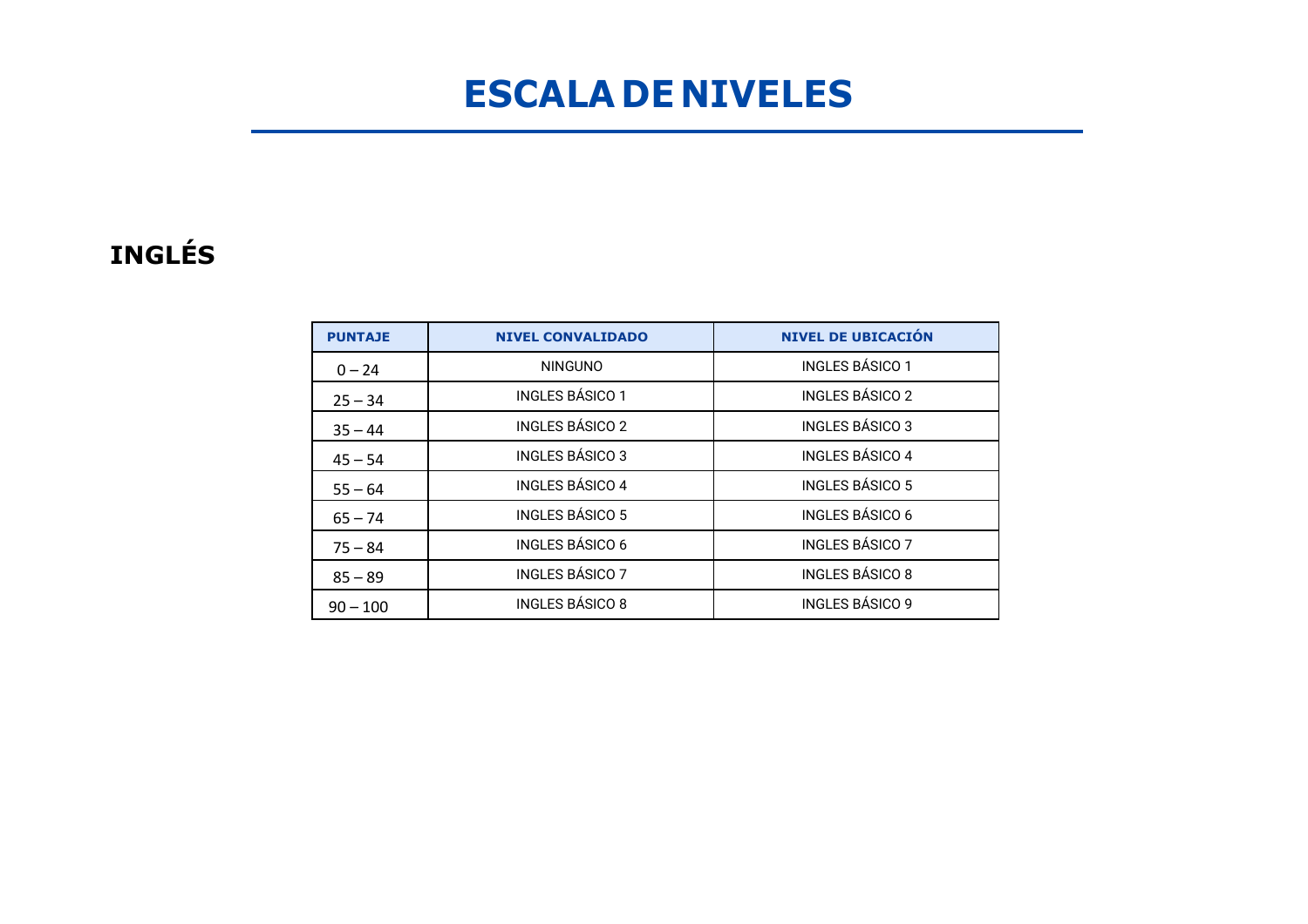# ESCALA DE NIVELES

## INGLÉS

| PUNTAJE | NIVEL CONVALIDADO | NIVEL DE UBICACIÓN |
|---|---|---|
| 0 – 24 | NINGUNO | INGLES BÁSICO 1 |
| 25 – 34 | INGLES BÁSICO 1 | INGLES BÁSICO 2 |
| 35 – 44 | INGLES BÁSICO 2 | INGLES BÁSICO 3 |
| 45 – 54 | INGLES BÁSICO 3 | INGLES BÁSICO 4 |
| 55 – 64 | INGLES BÁSICO 4 | INGLES BÁSICO 5 |
| 65 – 74 | INGLES BÁSICO 5 | INGLES BÁSICO 6 |
| 75 – 84 | INGLES BÁSICO 6 | INGLES BÁSICO 7 |
| 85 – 89 | INGLES BÁSICO 7 | INGLES BÁSICO 8 |
| 90 – 100 | INGLES BÁSICO 8 | INGLES BÁSICO 9 |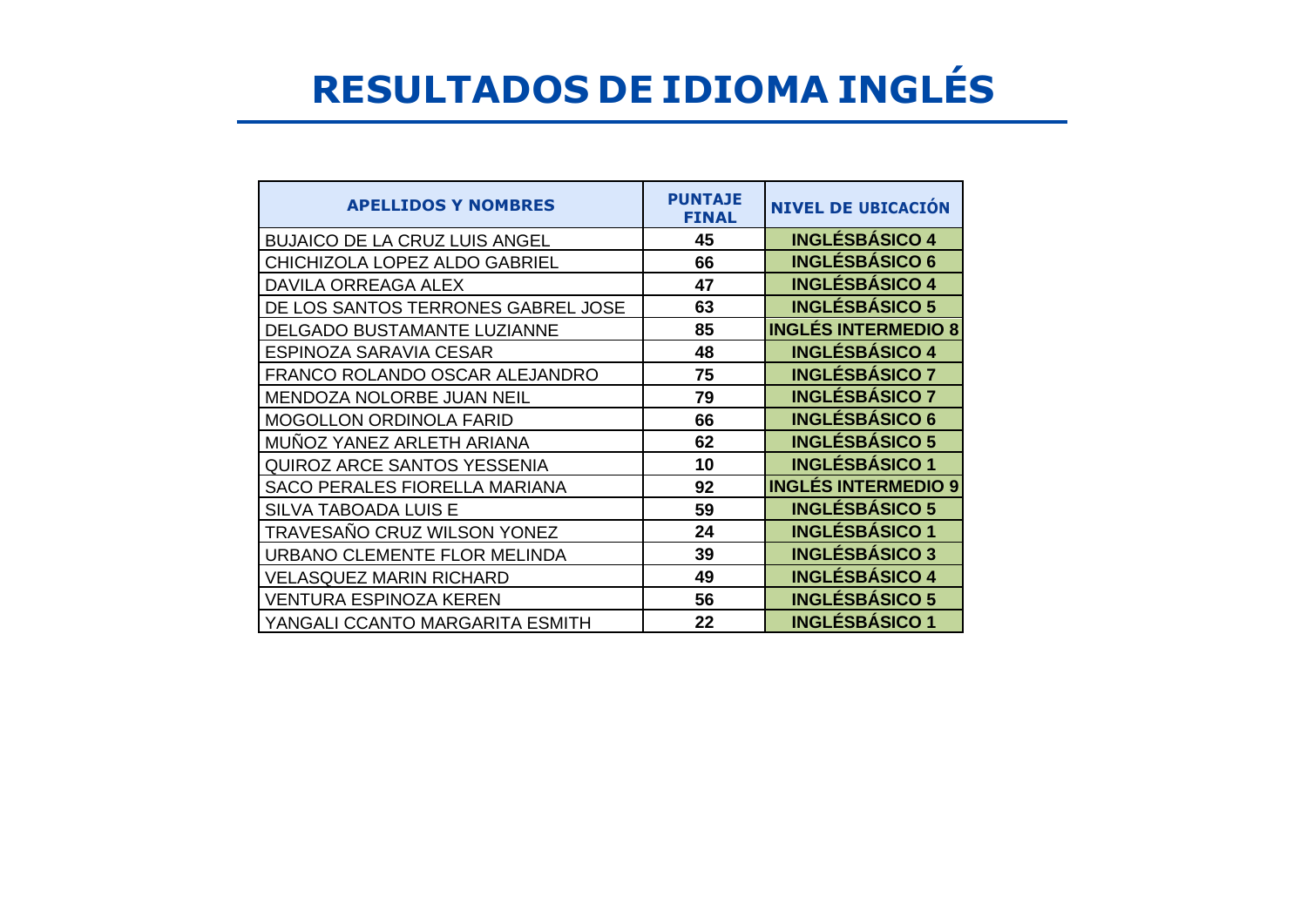# RESULTADOS DE IDIOMA INGLÉS

| APELLIDOS Y NOMBRES | PUNTAJE FINAL | NIVEL DE UBICACIÓN |
|---|---|---|
| BUJAICO DE LA CRUZ LUIS ANGEL | 45 | INGLÉSBÁSICO 4 |
| CHICHIZOLA LOPEZ ALDO GABRIEL | 66 | INGLÉSBÁSICO 6 |
| DAVILA ORREAGA ALEX | 47 | INGLÉSBÁSICO 4 |
| DE LOS SANTOS TERRONES GABREL JOSE | 63 | INGLÉSBÁSICO 5 |
| DELGADO BUSTAMANTE LUZIANNE | 85 | INGLÉS INTERMEDIO 8 |
| ESPINOZA SARAVIA CESAR | 48 | INGLÉSBÁSICO 4 |
| FRANCO ROLANDO OSCAR ALEJANDRO | 75 | INGLÉSBÁSICO 7 |
| MENDOZA NOLORBE JUAN NEIL | 79 | INGLÉSBÁSICO 7 |
| MOGOLLON ORDINOLA FARID | 66 | INGLÉSBÁSICO 6 |
| MUÑOZ YANEZ ARLETH ARIANA | 62 | INGLÉSBÁSICO 5 |
| QUIROZ ARCE SANTOS YESSENIA | 10 | INGLÉSBÁSICO 1 |
| SACO PERALES FIORELLA MARIANA | 92 | INGLÉS INTERMEDIO 9 |
| SILVA TABOADA LUIS E | 59 | INGLÉSBÁSICO 5 |
| TRAVESAÑO CRUZ WILSON YONEZ | 24 | INGLÉSBÁSICO 1 |
| URBANO CLEMENTE FLOR MELINDA | 39 | INGLÉSBÁSICO 3 |
| VELASQUEZ MARIN RICHARD | 49 | INGLÉSBÁSICO 4 |
| VENTURA ESPINOZA KEREN | 56 | INGLÉSBÁSICO 5 |
| YANGALI CCANTO MARGARITA ESMITH | 22 | INGLÉSBÁSICO 1 |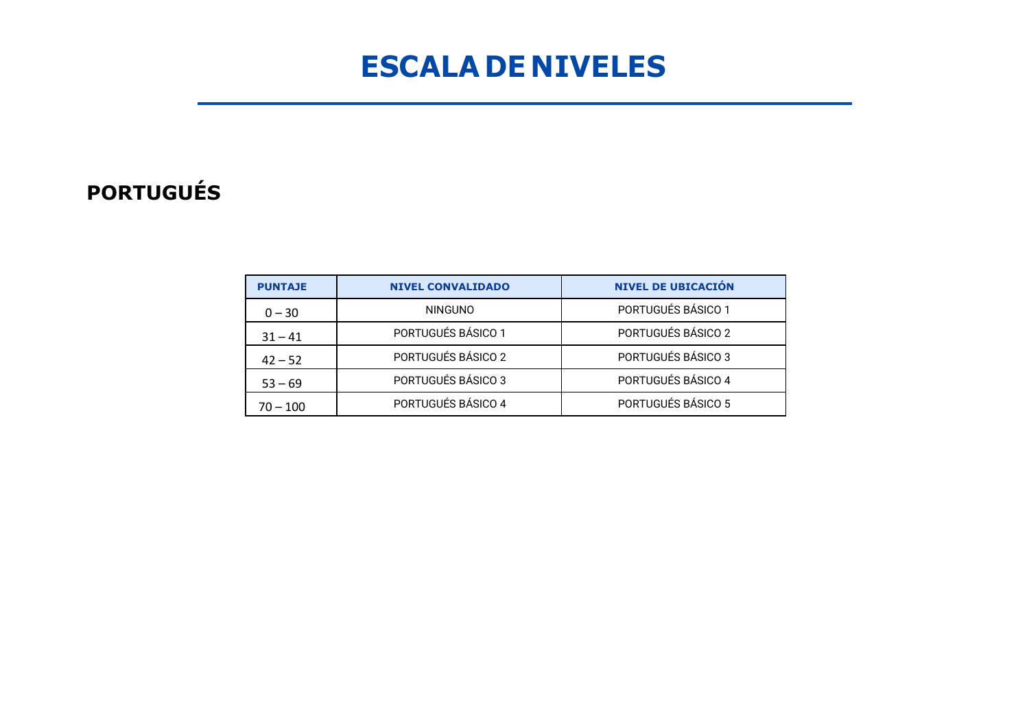# ESCALA DE NIVELES

## PORTUGUÉS

| PUNTAJE | NIVEL CONVALIDADO | NIVEL DE UBICACIÓN |
|---|---|---|
| 0 – 30 | NINGUNO | PORTUGUÉS BÁSICO 1 |
| 31 – 41 | PORTUGUÉS BÁSICO 1 | PORTUGUÉS BÁSICO 2 |
| 42 – 52 | PORTUGUÉS BÁSICO 2 | PORTUGUÉS BÁSICO 3 |
| 53 – 69 | PORTUGUÉS BÁSICO 3 | PORTUGUÉS BÁSICO 4 |
| 70 – 100 | PORTUGUÉS BÁSICO 4 | PORTUGUÉS BÁSICO 5 |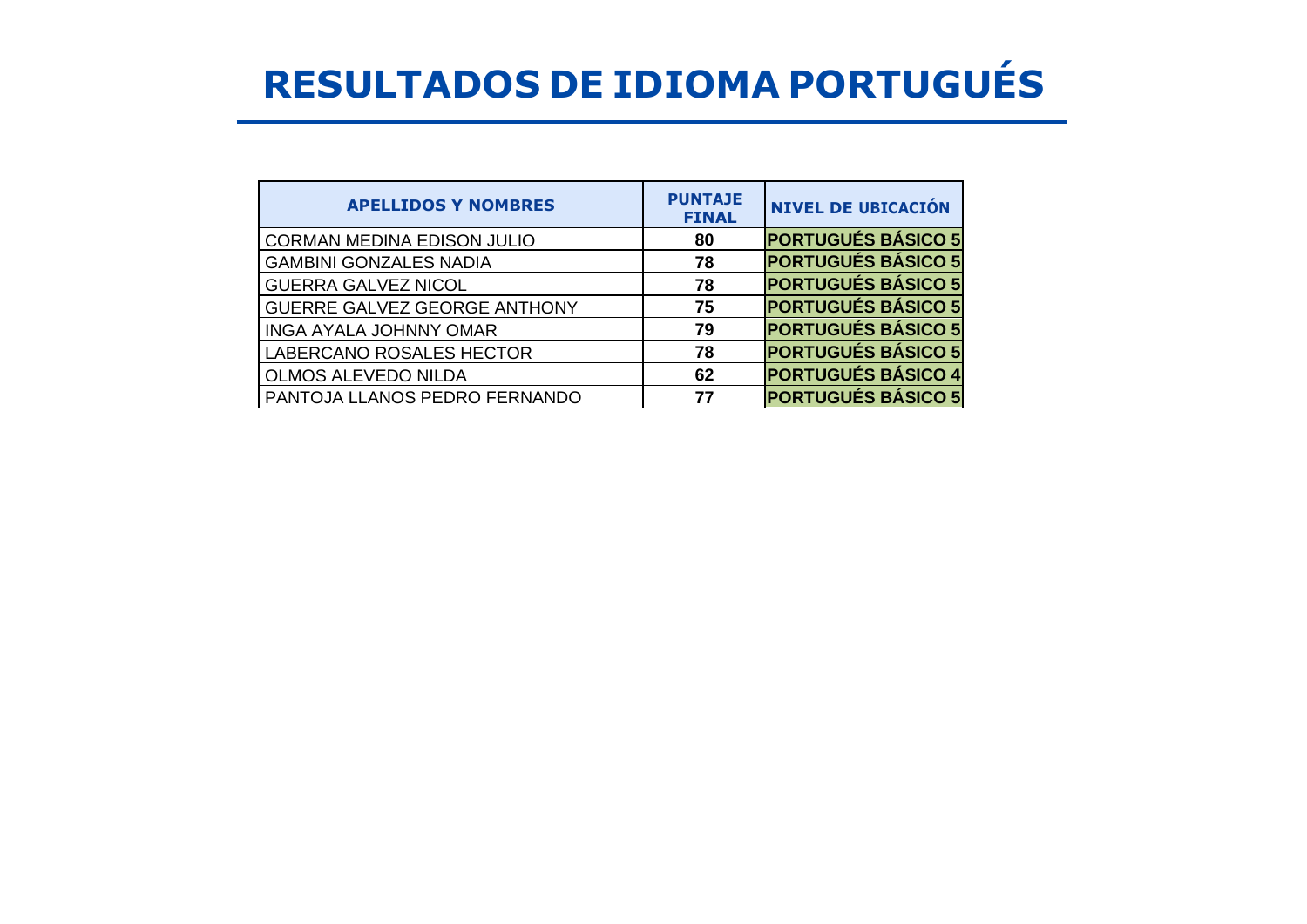# RESULTADOS DE IDIOMA PORTUGUÉS

| APELLIDOS Y NOMBRES | PUNTAJE FINAL | NIVEL DE UBICACIÓN |
|---|---|---|
| CORMAN MEDINA EDISON JULIO | **80** | **PORTUGUÉS BÁSICO 5** |
| GAMBINI GONZALES NADIA | **78** | **PORTUGUÉS BÁSICO 5** |
| GUERRA GALVEZ NICOL | **78** | **PORTUGUÉS BÁSICO 5** |
| GUERRE GALVEZ GEORGE ANTHONY | **75** | **PORTUGUÉS BÁSICO 5** |
| INGA AYALA JOHNNY OMAR | **79** | **PORTUGUÉS BÁSICO 5** |
| LABERCANO ROSALES HECTOR | **78** | **PORTUGUÉS BÁSICO 5** |
| OLMOS ALEVEDO NILDA | **62** | **PORTUGUÉS BÁSICO 4** |
| PANTOJA LLANOS PEDRO FERNANDO | **77** | **PORTUGUÉS BÁSICO 5** |